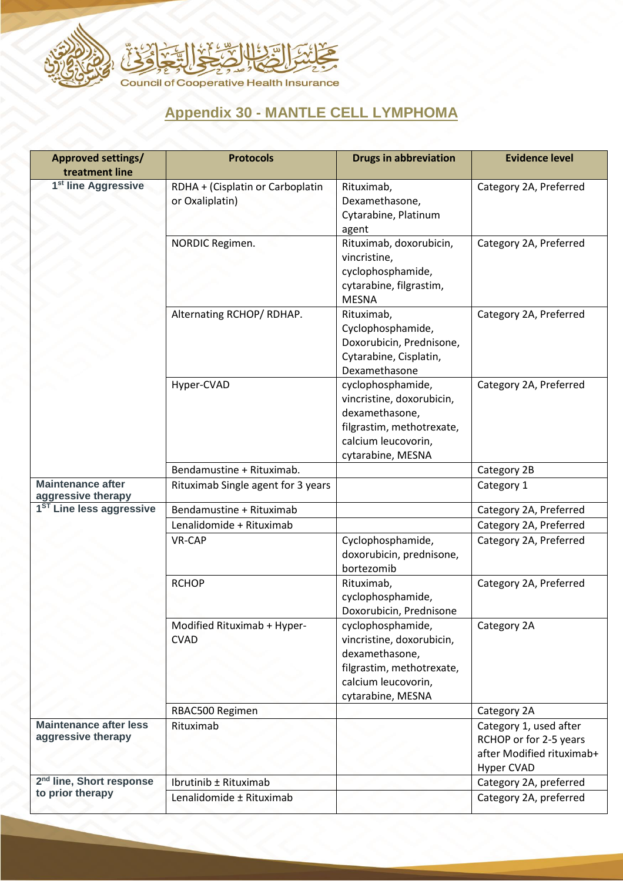## Appendix 30 - MANTLE CELL LYMPHOMA

| Approved settings/ treatment line | Protocols | Drugs in abbreviation | Evidence level |
|---|---|---|---|
| 1st line Aggressive | RDHA + (Cisplatin or Carboplatin or Oxaliplatin) | Rituximab, Dexamethasone, Cytarabine, Platinum agent | Category 2A, Preferred |
| | NORDIC Regimen. | Rituximab, doxorubicin, vincristine, cyclophosphamide, cytarabine, filgrastim, MESNA | Category 2A, Preferred |
| | Alternating RCHOP/ RDHAP. | Rituximab, Cyclophosphamide, Doxorubicin, Prednisone, Cytarabine, Cisplatin, Dexamethasone | Category 2A, Preferred |
| | Hyper-CVAD | cyclophosphamide, vincristine, doxorubicin, dexamethasone, filgrastim, methotrexate, calcium leucovorin, cytarabine, MESNA | Category 2A, Preferred |
| | Bendamustine + Rituximab. | | Category 2B |
| Maintenance after aggressive therapy | Rituximab Single agent for 3 years | | Category 1 |
| 1ST Line less aggressive | Bendamustine + Rituximab | | Category 2A, Preferred |
| | Lenalidomide + Rituximab | | Category 2A, Preferred |
| | VR-CAP | Cyclophosphamide, doxorubicin, prednisone, bortezomib | Category 2A, Preferred |
| | RCHOP | Rituximab, cyclophosphamide, Doxorubicin, Prednisone | Category 2A, Preferred |
| | Modified Rituximab + Hyper-CVAD | cyclophosphamide, vincristine, doxorubicin, dexamethasone, filgrastim, methotrexate, calcium leucovorin, cytarabine, MESNA | Category 2A |
| | RBAC500 Regimen | | Category 2A |
| Maintenance after less aggressive therapy | Rituximab | | Category 1, used after RCHOP or for 2-5 years after Modified rituximab+ Hyper CVAD |
| 2nd line, Short response to prior therapy | Ibrutinib ± Rituximab | | Category 2A, preferred |
| | Lenalidomide ± Rituximab | | Category 2A, preferred |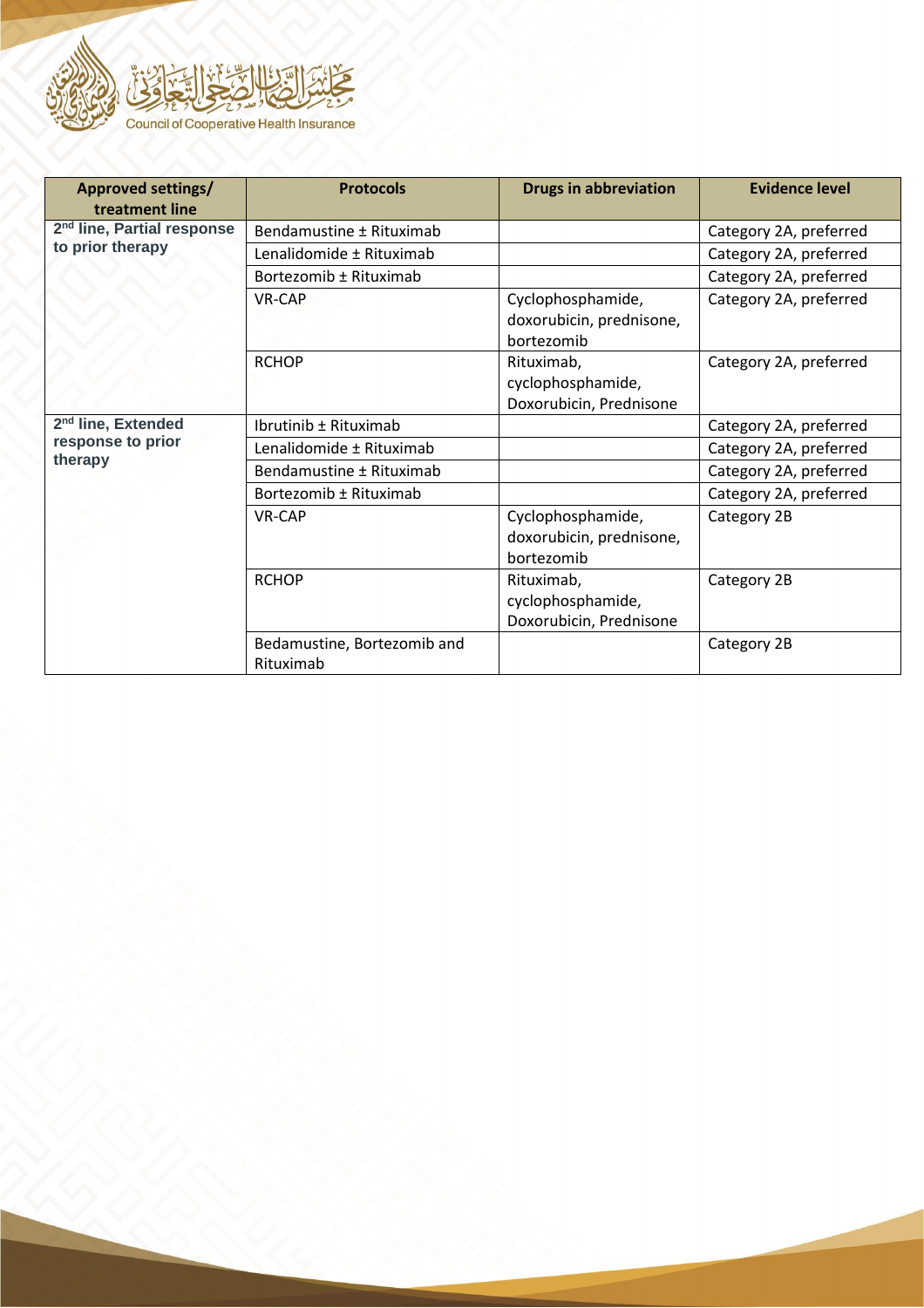| Approved settings/ treatment line | Protocols | Drugs in abbreviation | Evidence level |
|---|---|---|---|
| 2nd line, Partial response to prior therapy | Bendamustine ± Rituximab | | Category 2A, preferred |
| | Lenalidomide ± Rituximab | | Category 2A, preferred |
| | Bortezomib ± Rituximab | | Category 2A, preferred |
| | VR-CAP | Cyclophosphamide, doxorubicin, prednisone, bortezomib | Category 2A, preferred |
| | RCHOP | Rituximab, cyclophosphamide, Doxorubicin, Prednisone | Category 2A, preferred |
| 2nd line, Extended response to prior therapy | Ibrutinib ± Rituximab | | Category 2A, preferred |
| | Lenalidomide ± Rituximab | | Category 2A, preferred |
| | Bendamustine ± Rituximab | | Category 2A, preferred |
| | Bortezomib ± Rituximab | | Category 2A, preferred |
| | VR-CAP | Cyclophosphamide, doxorubicin, prednisone, bortezomib | Category 2B |
| | RCHOP | Rituximab, cyclophosphamide, Doxorubicin, Prednisone | Category 2B |
| | Bedamustine, Bortezomib and Rituximab | | Category 2B |